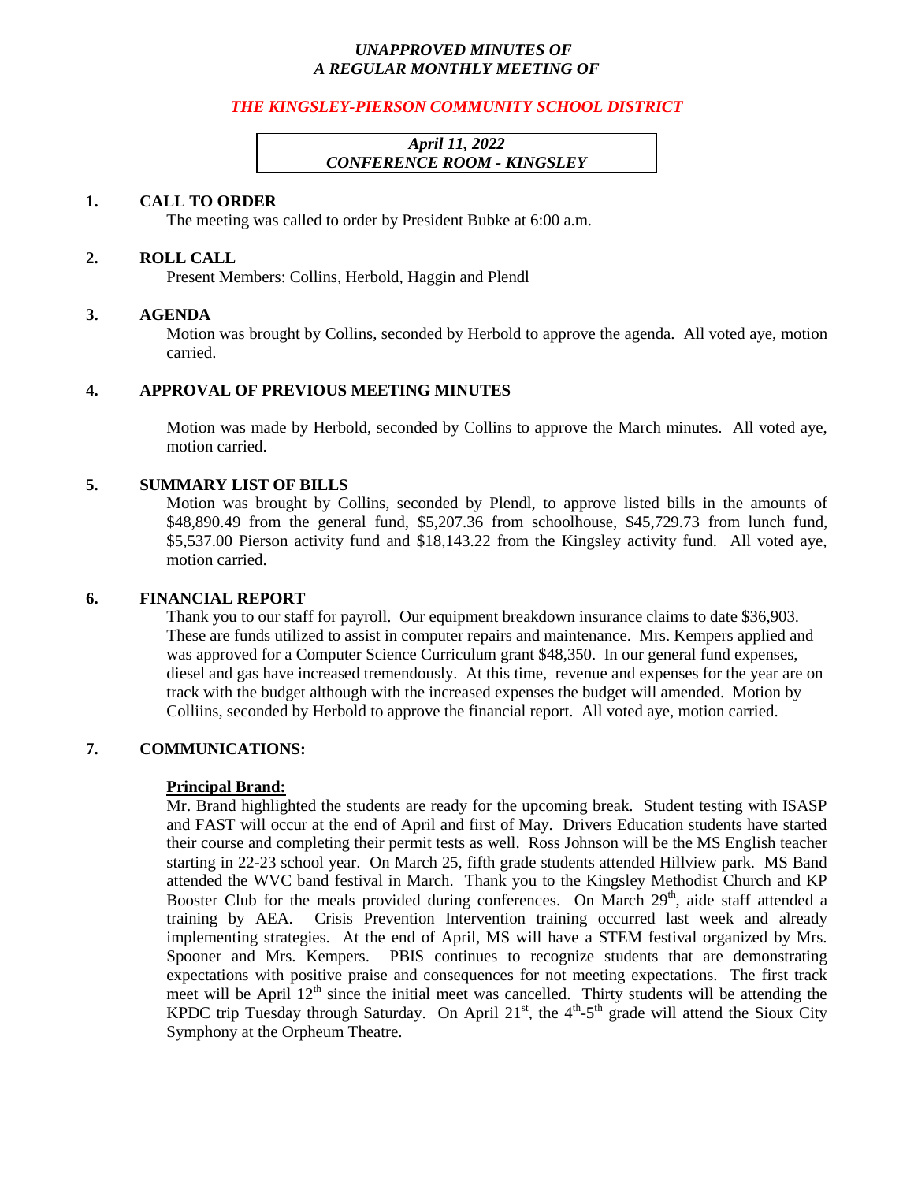***UNAPPROVED MINUTES OF***
***A REGULAR MONTHLY MEETING OF***

***THE KINGSLEY-PIERSON COMMUNITY SCHOOL DISTRICT***

***April 11, 2022***
***CONFERENCE ROOM - KINGSLEY***

## 1. CALL TO ORDER

The meeting was called to order by President Bubke at 6:00 a.m.

## 2. ROLL CALL

Present Members: Collins, Herbold, Haggin and Plendl

## 3. AGENDA

Motion was brought by Collins, seconded by Herbold to approve the agenda. All voted aye, motion carried.

## 4. APPROVAL OF PREVIOUS MEETING MINUTES

Motion was made by Herbold, seconded by Collins to approve the March minutes. All voted aye, motion carried.

## 5. SUMMARY LIST OF BILLS

Motion was brought by Collins, seconded by Plendl, to approve listed bills in the amounts of $48,890.49 from the general fund, $5,207.36 from schoolhouse, $45,729.73 from lunch fund, $5,537.00 Pierson activity fund and $18,143.22 from the Kingsley activity fund. All voted aye, motion carried.

## 6. FINANCIAL REPORT

Thank you to our staff for payroll. Our equipment breakdown insurance claims to date $36,903. These are funds utilized to assist in computer repairs and maintenance. Mrs. Kempers applied and was approved for a Computer Science Curriculum grant $48,350. In our general fund expenses, diesel and gas have increased tremendously. At this time, revenue and expenses for the year are on track with the budget although with the increased expenses the budget will amended. Motion by Colliins, seconded by Herbold to approve the financial report. All voted aye, motion carried.

## 7. COMMUNICATIONS:

**Principal Brand:**

Mr. Brand highlighted the students are ready for the upcoming break. Student testing with ISASP and FAST will occur at the end of April and first of May. Drivers Education students have started their course and completing their permit tests as well. Ross Johnson will be the MS English teacher starting in 22-23 school year. On March 25, fifth grade students attended Hillview park. MS Band attended the WVC band festival in March. Thank you to the Kingsley Methodist Church and KP Booster Club for the meals provided during conferences. On March 29th, aide staff attended a training by AEA. Crisis Prevention Intervention training occurred last week and already implementing strategies. At the end of April, MS will have a STEM festival organized by Mrs. Spooner and Mrs. Kempers. PBIS continues to recognize students that are demonstrating expectations with positive praise and consequences for not meeting expectations. The first track meet will be April 12th since the initial meet was cancelled. Thirty students will be attending the KPDC trip Tuesday through Saturday. On April 21st, the 4th-5th grade will attend the Sioux City Symphony at the Orpheum Theatre.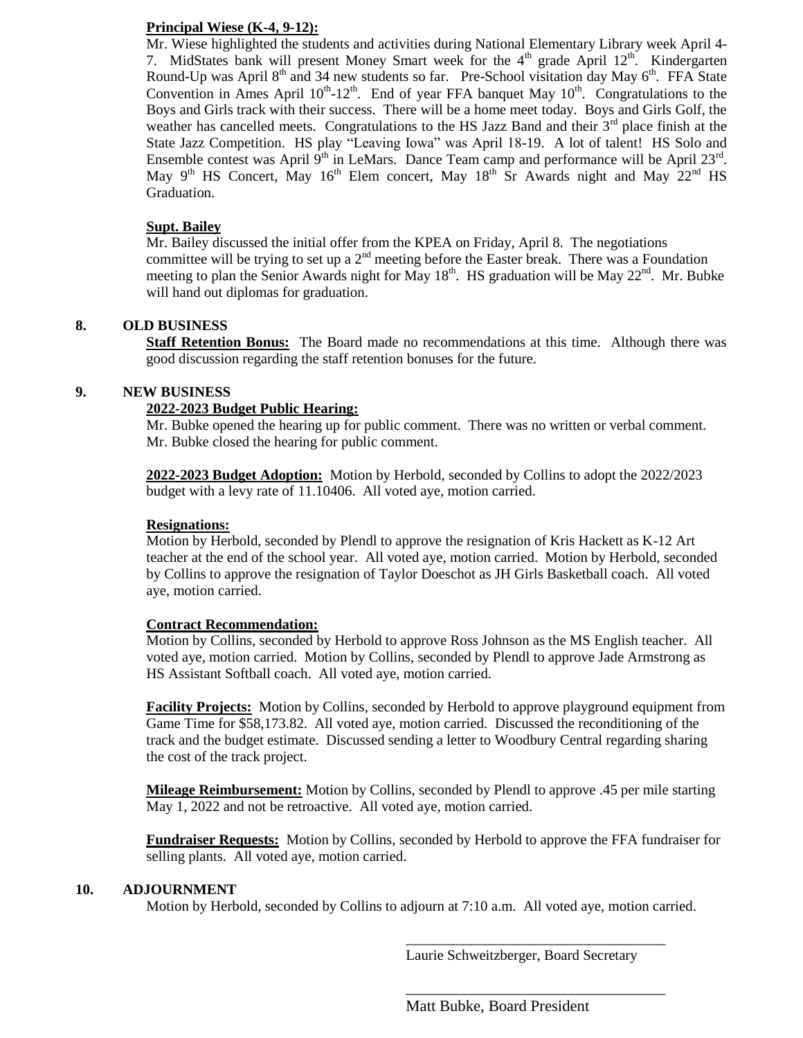**Principal Wiese (K-4, 9-12):**

Mr. Wiese highlighted the students and activities during National Elementary Library week April 4-7. MidStates bank will present Money Smart week for the 4th grade April 12th. Kindergarten Round-Up was April 8th and 34 new students so far. Pre-School visitation day May 6th. FFA State Convention in Ames April 10th-12th. End of year FFA banquet May 10th. Congratulations to the Boys and Girls track with their success. There will be a home meet today. Boys and Girls Golf, the weather has cancelled meets. Congratulations to the HS Jazz Band and their 3rd place finish at the State Jazz Competition. HS play "Leaving Iowa" was April 18-19. A lot of talent! HS Solo and Ensemble contest was April 9th in LeMars. Dance Team camp and performance will be April 23rd. May 9th HS Concert, May 16th Elem concert, May 18th Sr Awards night and May 22nd HS Graduation.

**Supt. Bailey**

Mr. Bailey discussed the initial offer from the KPEA on Friday, April 8. The negotiations committee will be trying to set up a 2nd meeting before the Easter break. There was a Foundation meeting to plan the Senior Awards night for May 18th. HS graduation will be May 22nd. Mr. Bubke will hand out diplomas for graduation.

**8. OLD BUSINESS**

**Staff Retention Bonus:** The Board made no recommendations at this time. Although there was good discussion regarding the staff retention bonuses for the future.

**9. NEW BUSINESS**

**2022-2023 Budget Public Hearing:**

Mr. Bubke opened the hearing up for public comment. There was no written or verbal comment. Mr. Bubke closed the hearing for public comment.

**2022-2023 Budget Adoption:** Motion by Herbold, seconded by Collins to adopt the 2022/2023 budget with a levy rate of 11.10406. All voted aye, motion carried.

**Resignations:**

Motion by Herbold, seconded by Plendl to approve the resignation of Kris Hackett as K-12 Art teacher at the end of the school year. All voted aye, motion carried. Motion by Herbold, seconded by Collins to approve the resignation of Taylor Doeschot as JH Girls Basketball coach. All voted aye, motion carried.

**Contract Recommendation:**

Motion by Collins, seconded by Herbold to approve Ross Johnson as the MS English teacher. All voted aye, motion carried. Motion by Collins, seconded by Plendl to approve Jade Armstrong as HS Assistant Softball coach. All voted aye, motion carried.

**Facility Projects:** Motion by Collins, seconded by Herbold to approve playground equipment from Game Time for $58,173.82. All voted aye, motion carried. Discussed the reconditioning of the track and the budget estimate. Discussed sending a letter to Woodbury Central regarding sharing the cost of the track project.

**Mileage Reimbursement:** Motion by Collins, seconded by Plendl to approve .45 per mile starting May 1, 2022 and not be retroactive. All voted aye, motion carried.

**Fundraiser Requests:** Motion by Collins, seconded by Herbold to approve the FFA fundraiser for selling plants. All voted aye, motion carried.

**10. ADJOURNMENT**

Motion by Herbold, seconded by Collins to adjourn at 7:10 a.m. All voted aye, motion carried.

\_\_\_\_\_\_\_\_\_\_\_\_\_\_\_\_\_\_\_\_\_\_\_\_\_\_\_\_\_\_\_\_\_\_\_\_

Laurie Schweitzberger, Board Secretary

\_\_\_\_\_\_\_\_\_\_\_\_\_\_\_\_\_\_\_\_\_\_\_\_\_\_\_\_\_\_\_\_\_\_\_\_

Matt Bubke, Board President